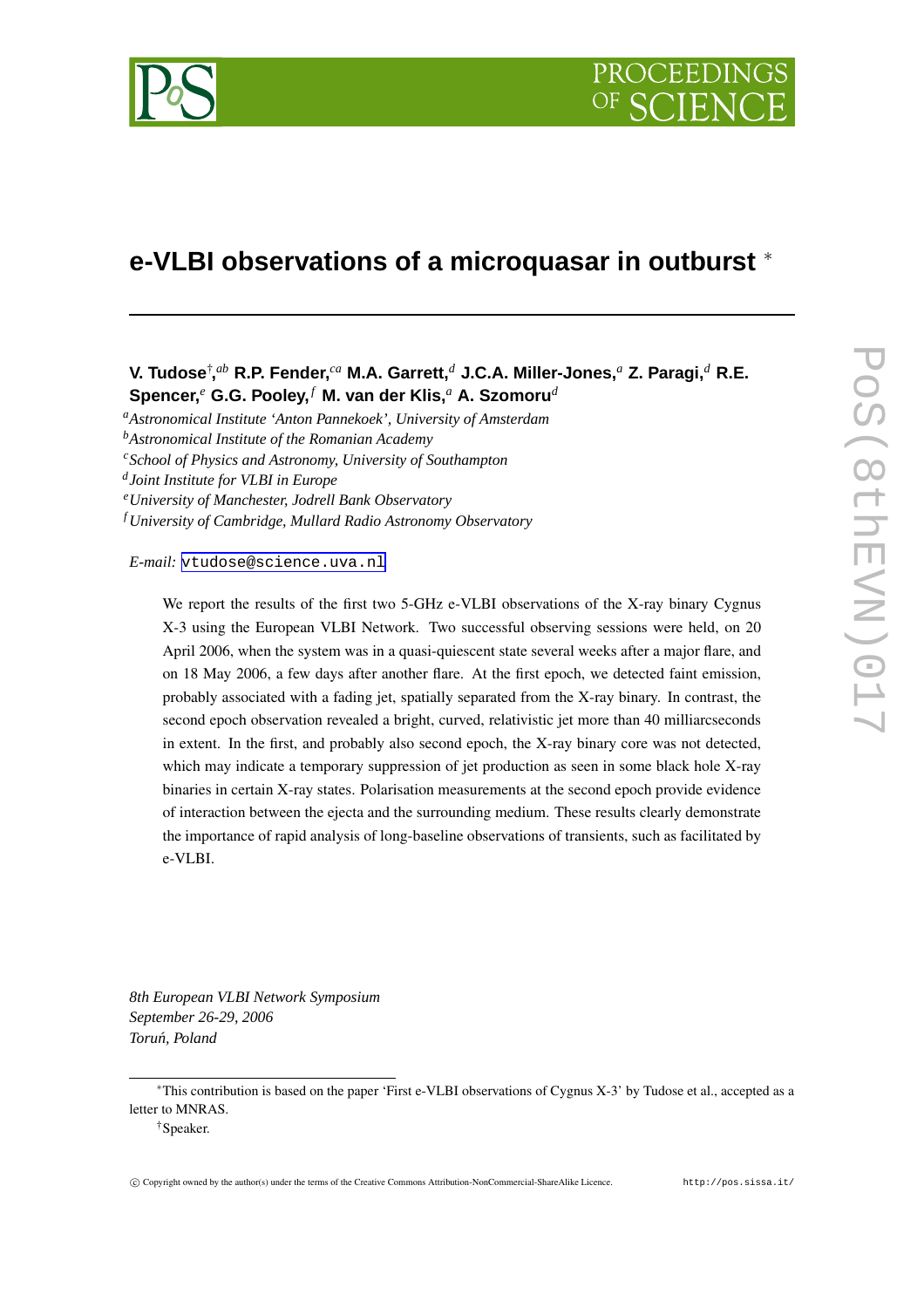# e-VLBI observations of a microquasar in outburst [*]

**V. Tudose[†,ab] R.P. Fender,[ca] M.A. Garrett,[d] J.C.A. Miller-Jones,[a] Z. Paragi,[d] R.E. Spencer,[e] G.G. Pooley,[f] M. van der Klis,[a] A. Szomoru[d]**

[a] *Astronomical Institute 'Anton Pannekoek', University of Amsterdam*
[b] *Astronomical Institute of the Romanian Academy*
[c] *School of Physics and Astronomy, University of Southampton*
[d] *Joint Institute for VLBI in Europe*
[e] *University of Manchester, Jodrell Bank Observatory*
[f] *University of Cambridge, Mullard Radio Astronomy Observatory*

*E-mail:* vtudose@science.uva.nl

We report the results of the first two 5-GHz e-VLBI observations of the X-ray binary Cygnus X-3 using the European VLBI Network. Two successful observing sessions were held, on 20 April 2006, when the system was in a quasi-quiescent state several weeks after a major flare, and on 18 May 2006, a few days after another flare. At the first epoch, we detected faint emission, probably associated with a fading jet, spatially separated from the X-ray binary. In contrast, the second epoch observation revealed a bright, curved, relativistic jet more than 40 milliarcseconds in extent. In the first, and probably also second epoch, the X-ray binary core was not detected, which may indicate a temporary suppression of jet production as seen in some black hole X-ray binaries in certain X-ray states. Polarisation measurements at the second epoch provide evidence of interaction between the ejecta and the surrounding medium. These results clearly demonstrate the importance of rapid analysis of long-baseline observations of transients, such as facilitated by e-VLBI.

*8th European VLBI Network Symposium*
*September 26-29, 2006*
*Toruń, Poland*

[*] This contribution is based on the paper 'First e-VLBI observations of Cygnus X-3' by Tudose et al., accepted as a letter to MNRAS.

[†] Speaker.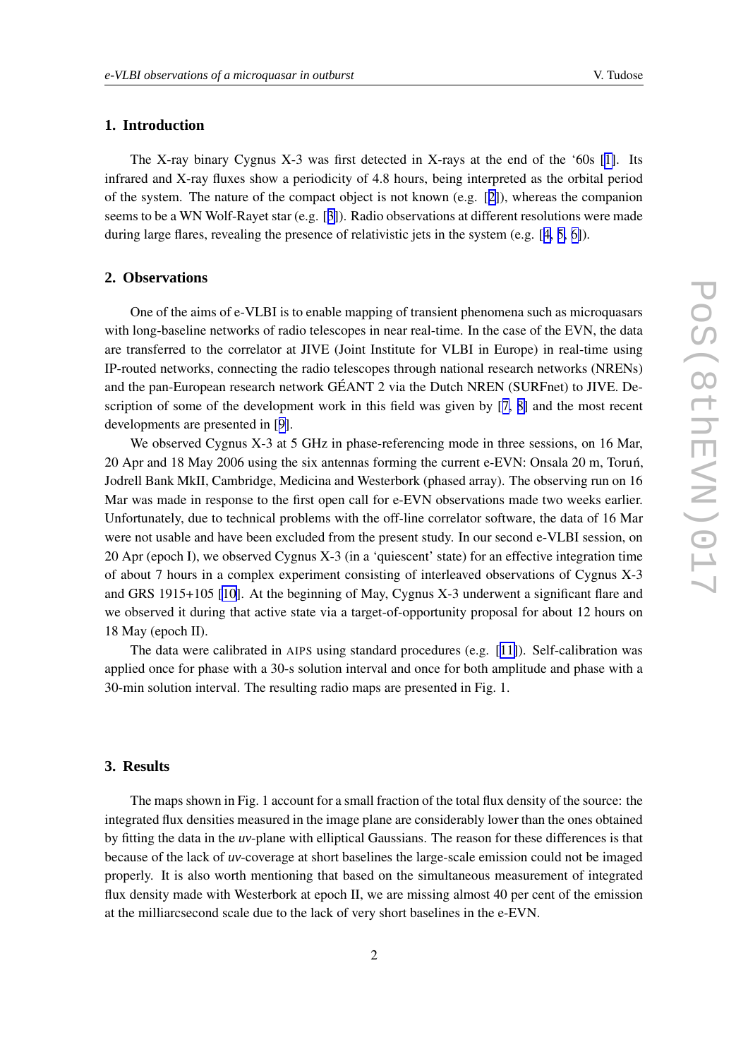## 1. Introduction

The X-ray binary Cygnus X-3 was first detected in X-rays at the end of the '60s [1]. Its infrared and X-ray fluxes show a periodicity of 4.8 hours, being interpreted as the orbital period of the system. The nature of the compact object is not known (e.g. [2]), whereas the companion seems to be a WN Wolf-Rayet star (e.g. [3]). Radio observations at different resolutions were made during large flares, revealing the presence of relativistic jets in the system (e.g. [4, 5, 6]).

## 2. Observations

One of the aims of e-VLBI is to enable mapping of transient phenomena such as microquasars with long-baseline networks of radio telescopes in near real-time. In the case of the EVN, the data are transferred to the correlator at JIVE (Joint Institute for VLBI in Europe) in real-time using IP-routed networks, connecting the radio telescopes through national research networks (NRENs) and the pan-European research network GÉANT 2 via the Dutch NREN (SURFnet) to JIVE. Description of some of the development work in this field was given by [7, 8] and the most recent developments are presented in [9].

We observed Cygnus X-3 at 5 GHz in phase-referencing mode in three sessions, on 16 Mar, 20 Apr and 18 May 2006 using the six antennas forming the current e-EVN: Onsala 20 m, Toruń, Jodrell Bank MkII, Cambridge, Medicina and Westerbork (phased array). The observing run on 16 Mar was made in response to the first open call for e-EVN observations made two weeks earlier. Unfortunately, due to technical problems with the off-line correlator software, the data of 16 Mar were not usable and have been excluded from the present study. In our second e-VLBI session, on 20 Apr (epoch I), we observed Cygnus X-3 (in a 'quiescent' state) for an effective integration time of about 7 hours in a complex experiment consisting of interleaved observations of Cygnus X-3 and GRS 1915+105 [10]. At the beginning of May, Cygnus X-3 underwent a significant flare and we observed it during that active state via a target-of-opportunity proposal for about 12 hours on 18 May (epoch II).

The data were calibrated in AIPS using standard procedures (e.g. [11]). Self-calibration was applied once for phase with a 30-s solution interval and once for both amplitude and phase with a 30-min solution interval. The resulting radio maps are presented in Fig. 1.

## 3. Results

The maps shown in Fig. 1 account for a small fraction of the total flux density of the source: the integrated flux densities measured in the image plane are considerably lower than the ones obtained by fitting the data in the *uv*-plane with elliptical Gaussians. The reason for these differences is that because of the lack of *uv*-coverage at short baselines the large-scale emission could not be imaged properly. It is also worth mentioning that based on the simultaneous measurement of integrated flux density made with Westerbork at epoch II, we are missing almost 40 per cent of the emission at the milliarcsecond scale due to the lack of very short baselines in the e-EVN.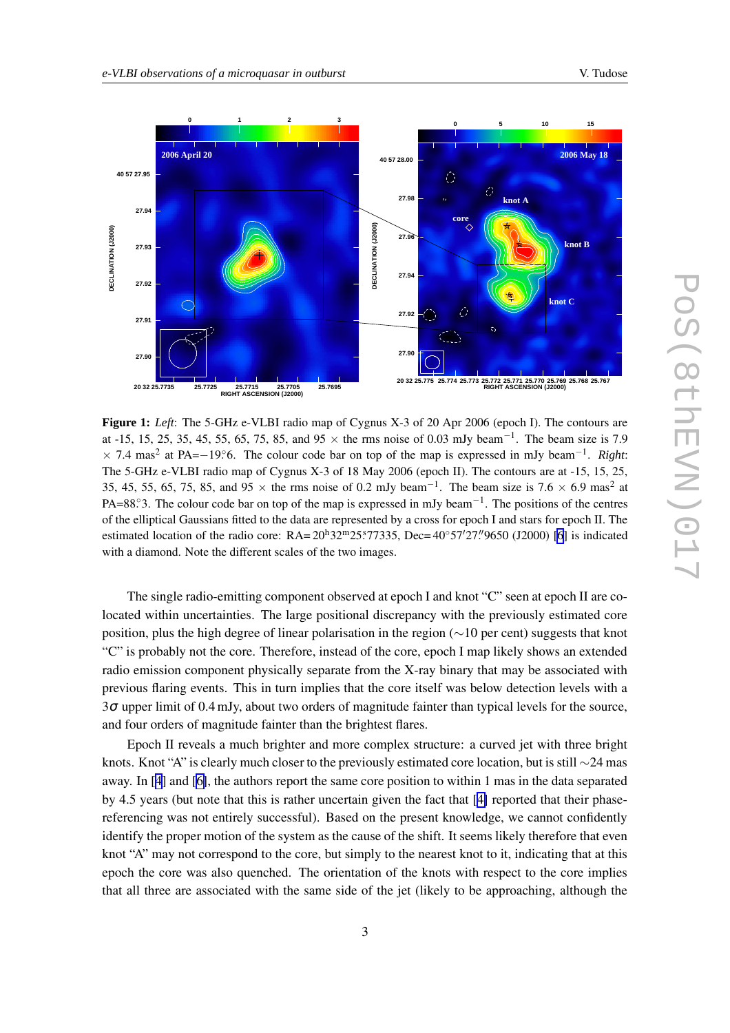**Figure 1:** *Left*: The 5-GHz e-VLBI radio map of Cygnus X-3 of 20 Apr 2006 (epoch I). The contours are at -15, 15, 25, 35, 45, 55, 65, 75, 85, and 95 × the rms noise of 0.03 mJy beam$^{-1}$. The beam size is 7.9 × 7.4 mas$^2$ at PA=−19.°6. The colour code bar on top of the map is expressed in mJy beam$^{-1}$. *Right*: The 5-GHz e-VLBI radio map of Cygnus X-3 of 18 May 2006 (epoch II). The contours are at -15, 15, 25, 35, 45, 55, 65, 75, 85, and 95 × the rms noise of 0.2 mJy beam$^{-1}$. The beam size is 7.6 × 6.9 mas$^2$ at PA=88.°3. The colour code bar on top of the map is expressed in mJy beam$^{-1}$. The positions of the centres of the elliptical Gaussians fitted to the data are represented by a cross for epoch I and stars for epoch II. The estimated location of the radio core: RA=20$^h$32$^m$25.$^s$77335, Dec=40°57′27.″9650 (J2000) [6] is indicated with a diamond. Note the different scales of the two images.

The single radio-emitting component observed at epoch I and knot "C" seen at epoch II are co-located within uncertainties. The large positional discrepancy with the previously estimated core position, plus the high degree of linear polarisation in the region (∼10 per cent) suggests that knot "C" is probably not the core. Therefore, instead of the core, epoch I map likely shows an extended radio emission component physically separate from the X-ray binary that may be associated with previous flaring events. This in turn implies that the core itself was below detection levels with a 3$\sigma$ upper limit of 0.4 mJy, about two orders of magnitude fainter than typical levels for the source, and four orders of magnitude fainter than the brightest flares.

Epoch II reveals a much brighter and more complex structure: a curved jet with three bright knots. Knot "A" is clearly much closer to the previously estimated core location, but is still ∼24 mas away. In [4] and [6], the authors report the same core position to within 1 mas in the data separated by 4.5 years (but note that this is rather uncertain given the fact that [4] reported that their phase-referencing was not entirely successful). Based on the present knowledge, we cannot confidently identify the proper motion of the system as the cause of the shift. It seems likely therefore that even knot "A" may not correspond to the core, but simply to the nearest knot to it, indicating that at this epoch the core was also quenched. The orientation of the knots with respect to the core implies that all three are associated with the same side of the jet (likely to be approaching, although the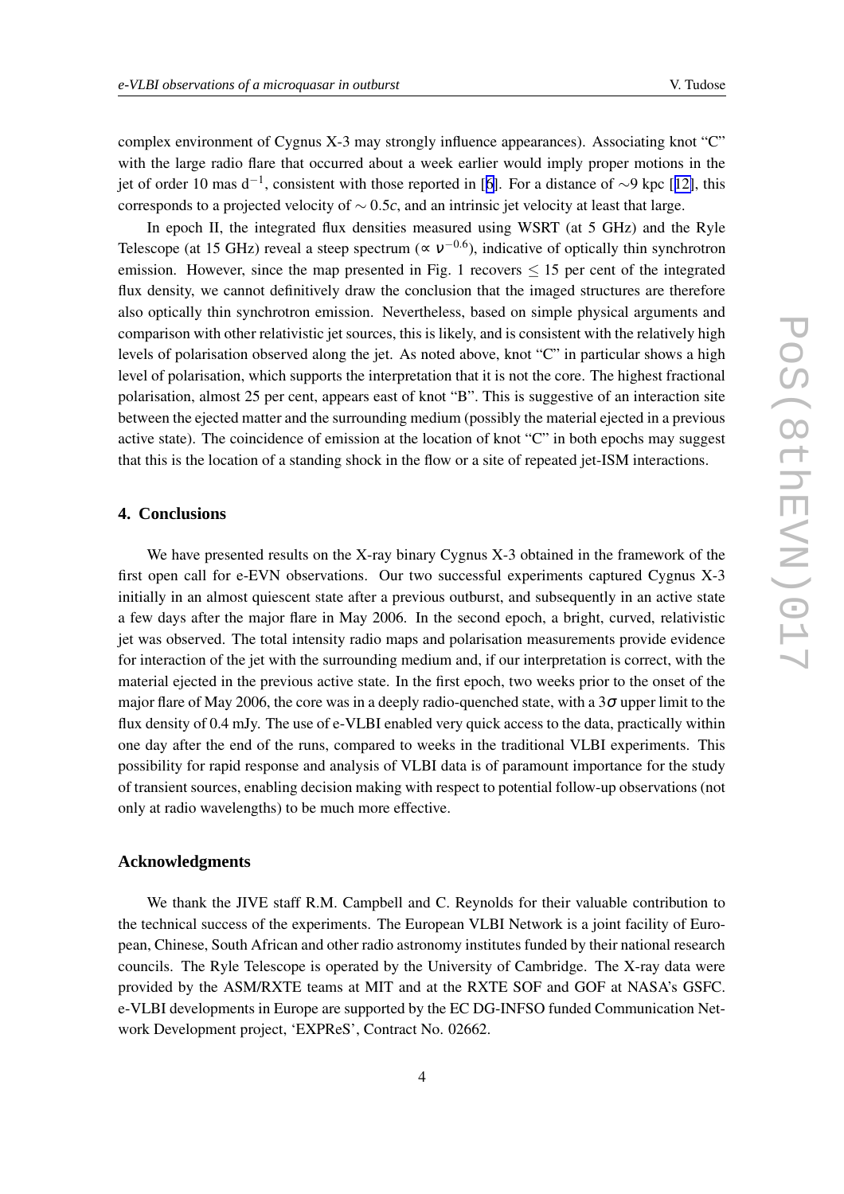complex environment of Cygnus X-3 may strongly influence appearances). Associating knot "C" with the large radio flare that occurred about a week earlier would imply proper motions in the jet of order 10 mas $d^{-1}$, consistent with those reported in [6]. For a distance of $\sim$9 kpc [12], this corresponds to a projected velocity of $\sim 0.5c$, and an intrinsic jet velocity at least that large.

In epoch II, the integrated flux densities measured using WSRT (at 5 GHz) and the Ryle Telescope (at 15 GHz) reveal a steep spectrum ($\propto \nu^{-0.6}$), indicative of optically thin synchrotron emission. However, since the map presented in Fig. 1 recovers $\leq 15$ per cent of the integrated flux density, we cannot definitively draw the conclusion that the imaged structures are therefore also optically thin synchrotron emission. Nevertheless, based on simple physical arguments and comparison with other relativistic jet sources, this is likely, and is consistent with the relatively high levels of polarisation observed along the jet. As noted above, knot "C" in particular shows a high level of polarisation, which supports the interpretation that it is not the core. The highest fractional polarisation, almost 25 per cent, appears east of knot "B". This is suggestive of an interaction site between the ejected matter and the surrounding medium (possibly the material ejected in a previous active state). The coincidence of emission at the location of knot "C" in both epochs may suggest that this is the location of a standing shock in the flow or a site of repeated jet-ISM interactions.

## 4. Conclusions

We have presented results on the X-ray binary Cygnus X-3 obtained in the framework of the first open call for e-EVN observations. Our two successful experiments captured Cygnus X-3 initially in an almost quiescent state after a previous outburst, and subsequently in an active state a few days after the major flare in May 2006. In the second epoch, a bright, curved, relativistic jet was observed. The total intensity radio maps and polarisation measurements provide evidence for interaction of the jet with the surrounding medium and, if our interpretation is correct, with the material ejected in the previous active state. In the first epoch, two weeks prior to the onset of the major flare of May 2006, the core was in a deeply radio-quenched state, with a $3\sigma$ upper limit to the flux density of 0.4 mJy. The use of e-VLBI enabled very quick access to the data, practically within one day after the end of the runs, compared to weeks in the traditional VLBI experiments. This possibility for rapid response and analysis of VLBI data is of paramount importance for the study of transient sources, enabling decision making with respect to potential follow-up observations (not only at radio wavelengths) to be much more effective.

## Acknowledgments

We thank the JIVE staff R.M. Campbell and C. Reynolds for their valuable contribution to the technical success of the experiments. The European VLBI Network is a joint facility of European, Chinese, South African and other radio astronomy institutes funded by their national research councils. The Ryle Telescope is operated by the University of Cambridge. The X-ray data were provided by the ASM/RXTE teams at MIT and at the RXTE SOF and GOF at NASA's GSFC. e-VLBI developments in Europe are supported by the EC DG-INFSO funded Communication Network Development project, 'EXPReS', Contract No. 02662.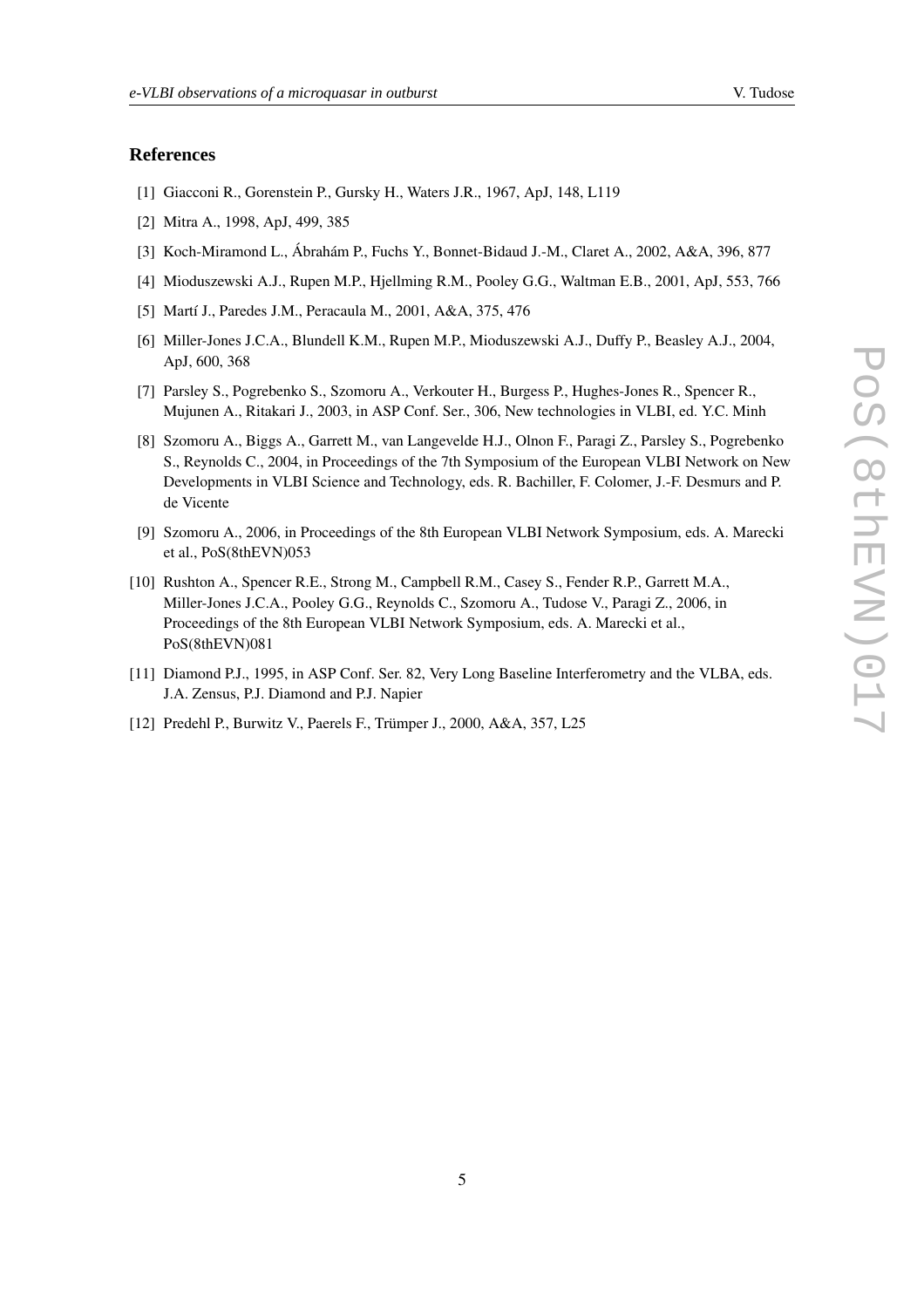## References

[1] Giacconi R., Gorenstein P., Gursky H., Waters J.R., 1967, ApJ, 148, L119

[2] Mitra A., 1998, ApJ, 499, 385

[3] Koch-Miramond L., Ábrahám P., Fuchs Y., Bonnet-Bidaud J.-M., Claret A., 2002, A&A, 396, 877

[4] Mioduszewski A.J., Rupen M.P., Hjellming R.M., Pooley G.G., Waltman E.B., 2001, ApJ, 553, 766

[5] Martí J., Paredes J.M., Peracaula M., 2001, A&A, 375, 476

[6] Miller-Jones J.C.A., Blundell K.M., Rupen M.P., Mioduszewski A.J., Duffy P., Beasley A.J., 2004, ApJ, 600, 368

[7] Parsley S., Pogrebenko S., Szomoru A., Verkouter H., Burgess P., Hughes-Jones R., Spencer R., Mujunen A., Ritakari J., 2003, in ASP Conf. Ser., 306, New technologies in VLBI, ed. Y.C. Minh

[8] Szomoru A., Biggs A., Garrett M., van Langevelde H.J., Olnon F., Paragi Z., Parsley S., Pogrebenko S., Reynolds C., 2004, in Proceedings of the 7th Symposium of the European VLBI Network on New Developments in VLBI Science and Technology, eds. R. Bachiller, F. Colomer, J.-F. Desmurs and P. de Vicente

[9] Szomoru A., 2006, in Proceedings of the 8th European VLBI Network Symposium, eds. A. Marecki et al., PoS(8thEVN)053

[10] Rushton A., Spencer R.E., Strong M., Campbell R.M., Casey S., Fender R.P., Garrett M.A., Miller-Jones J.C.A., Pooley G.G., Reynolds C., Szomoru A., Tudose V., Paragi Z., 2006, in Proceedings of the 8th European VLBI Network Symposium, eds. A. Marecki et al., PoS(8thEVN)081

[11] Diamond P.J., 1995, in ASP Conf. Ser. 82, Very Long Baseline Interferometry and the VLBA, eds. J.A. Zensus, P.J. Diamond and P.J. Napier

[12] Predehl P., Burwitz V., Paerels F., Trümper J., 2000, A&A, 357, L25